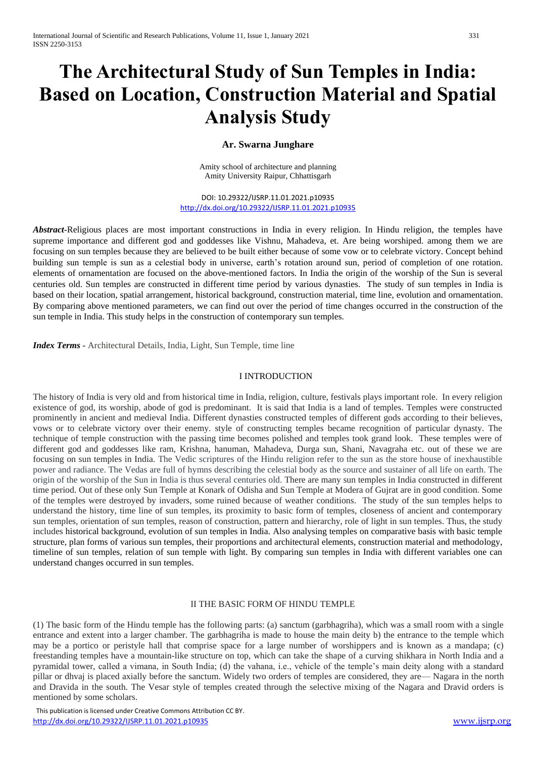# The Architectural Study of Sun Temples in India: Based on Location, Construction Material and Spatial Analysis Study

**Ar. Swarna Junghare**

Amity school of architecture and planning
Amity University Raipur, Chhattisgarh

DOI: 10.29322/IJSRP.11.01.2021.p10935
http://dx.doi.org/10.29322/IJSRP.11.01.2021.p10935

***Abstract***-Religious places are most important constructions in India in every religion. In Hindu religion, the temples have supreme importance and different god and goddesses like Vishnu, Mahadeva, et. Are being worshiped. among them we are focusing on sun temples because they are believed to be built either because of some vow or to celebrate victory. Concept behind building sun temple is sun as a celestial body in universe, earth's rotation around sun, period of completion of one rotation. elements of ornamentation are focused on the above-mentioned factors. In India the origin of the worship of the Sun is several centuries old. Sun temples are constructed in different time period by various dynasties. The study of sun temples in India is based on their location, spatial arrangement, historical background, construction material, time line, evolution and ornamentation. By comparing above mentioned parameters, we can find out over the period of time changes occurred in the construction of the sun temple in India. This study helps in the construction of contemporary sun temples.

***Index Terms*** - Architectural Details, India, Light, Sun Temple, time line

## I INTRODUCTION

The history of India is very old and from historical time in India, religion, culture, festivals plays important role. In every religion existence of god, its worship, abode of god is predominant. It is said that India is a land of temples. Temples were constructed prominently in ancient and medieval India. Different dynasties constructed temples of different gods according to their believes, vows or to celebrate victory over their enemy. style of constructing temples became recognition of particular dynasty. The technique of temple construction with the passing time becomes polished and temples took grand look. These temples were of different god and goddesses like ram, Krishna, hanuman, Mahadeva, Durga sun, Shani, Navagraha etc. out of these we are focusing on sun temples in India. The Vedic scriptures of the Hindu religion refer to the sun as the store house of inexhaustible power and radiance. The Vedas are full of hymns describing the celestial body as the source and sustainer of all life on earth. The origin of the worship of the Sun in India is thus several centuries old. There are many sun temples in India constructed in different time period. Out of these only Sun Temple at Konark of Odisha and Sun Temple at Modera of Gujrat are in good condition. Some of the temples were destroyed by invaders, some ruined because of weather conditions. The study of the sun temples helps to understand the history, time line of sun temples, its proximity to basic form of temples, closeness of ancient and contemporary sun temples, orientation of sun temples, reason of construction, pattern and hierarchy, role of light in sun temples. Thus, the study includes historical background, evolution of sun temples in India. Also analysing temples on comparative basis with basic temple structure, plan forms of various sun temples, their proportions and architectural elements, construction material and methodology, timeline of sun temples, relation of sun temple with light. By comparing sun temples in India with different variables one can understand changes occurred in sun temples.

## II THE BASIC FORM OF HINDU TEMPLE

(1) The basic form of the Hindu temple has the following parts: (a) sanctum (garbhagriha), which was a small room with a single entrance and extent into a larger chamber. The garbhagriha is made to house the main deity b) the entrance to the temple which may be a portico or peristyle hall that comprise space for a large number of worshippers and is known as a mandapa; (c) freestanding temples have a mountain-like structure on top, which can take the shape of a curving shikhara in North India and a pyramidal tower, called a vimana, in South India; (d) the vahana, i.e., vehicle of the temple's main deity along with a standard pillar or dhvaj is placed axially before the sanctum. Widely two orders of temples are considered, they are— Nagara in the north and Dravida in the south. The Vesar style of temples created through the selective mixing of the Nagara and Dravid orders is mentioned by some scholars.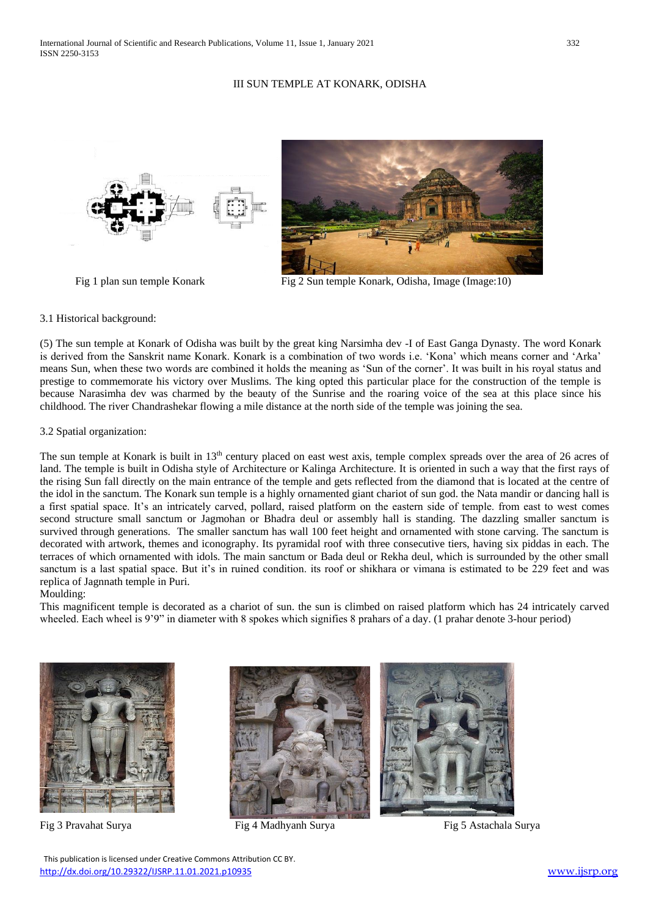## III SUN TEMPLE AT KONARK, ODISHA

Fig 1 plan sun temple Konark

Fig 2 Sun temple Konark, Odisha, Image (Image:10)

### 3.1 Historical background:

(5) The sun temple at Konark of Odisha was built by the great king Narsimha dev -I of East Ganga Dynasty. The word Konark is derived from the Sanskrit name Konark. Konark is a combination of two words i.e. 'Kona' which means corner and 'Arka' means Sun, when these two words are combined it holds the meaning as 'Sun of the corner'. It was built in his royal status and prestige to commemorate his victory over Muslims. The king opted this particular place for the construction of the temple is because Narasimha dev was charmed by the beauty of the Sunrise and the roaring voice of the sea at this place since his childhood. The river Chandrashekar flowing a mile distance at the north side of the temple was joining the sea.

### 3.2 Spatial organization:

The sun temple at Konark is built in 13th century placed on east west axis, temple complex spreads over the area of 26 acres of land. The temple is built in Odisha style of Architecture or Kalinga Architecture. It is oriented in such a way that the first rays of the rising Sun fall directly on the main entrance of the temple and gets reflected from the diamond that is located at the centre of the idol in the sanctum. The Konark sun temple is a highly ornamented giant chariot of sun god. the Nata mandir or dancing hall is a first spatial space. It's an intricately carved, pollard, raised platform on the eastern side of temple. from east to west comes second structure small sanctum or Jagmohan or Bhadra deul or assembly hall is standing. The dazzling smaller sanctum is survived through generations. The smaller sanctum has wall 100 feet height and ornamented with stone carving. The sanctum is decorated with artwork, themes and iconography. Its pyramidal roof with three consecutive tiers, having six piddas in each. The terraces of which ornamented with idols. The main sanctum or Bada deul or Rekha deul, which is surrounded by the other small sanctum is a last spatial space. But it's in ruined condition. its roof or shikhara or vimana is estimated to be 229 feet and was replica of Jagnnath temple in Puri.

Moulding:

This magnificent temple is decorated as a chariot of sun. the sun is climbed on raised platform which has 24 intricately carved wheeled. Each wheel is 9'9" in diameter with 8 spokes which signifies 8 prahars of a day. (1 prahar denote 3-hour period)

Fig 3 Pravahat Surya

Fig 4 Madhyanh Surya

Fig 5 Astachala Surya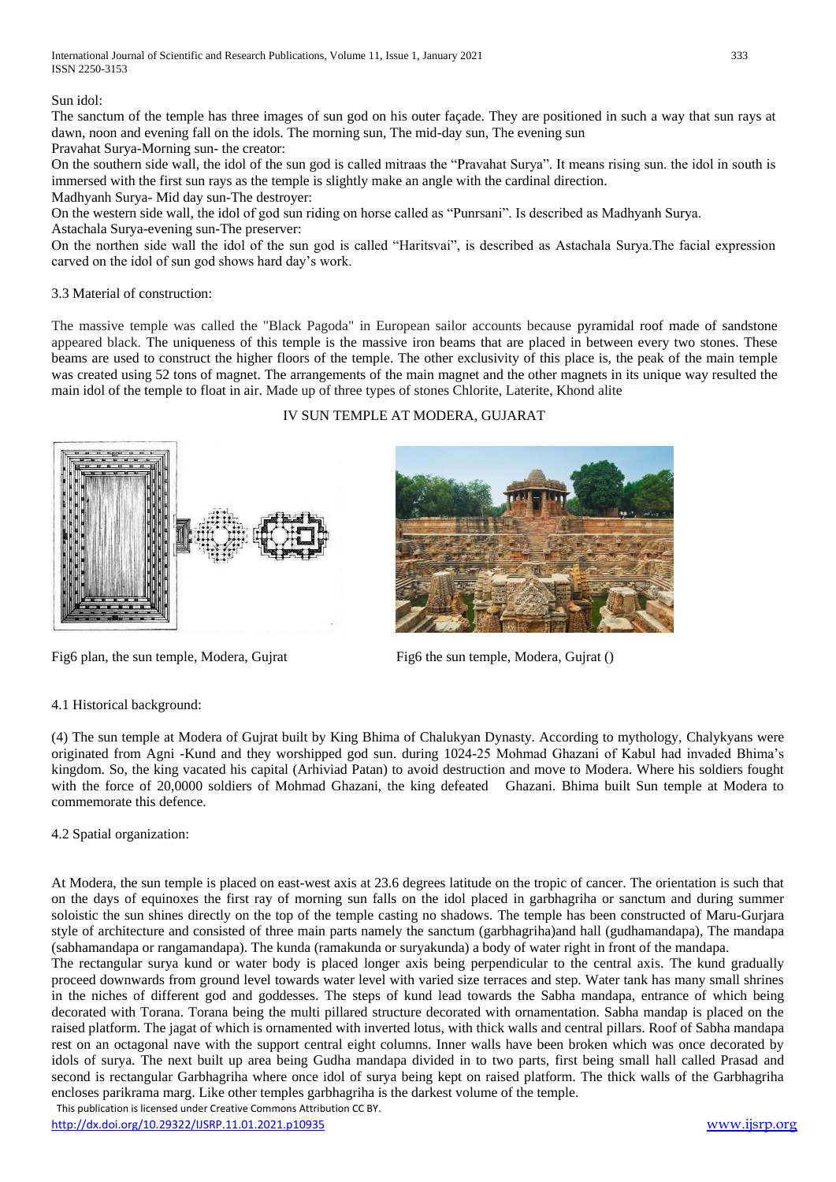Sun idol:

The sanctum of the temple has three images of sun god on his outer façade. They are positioned in such a way that sun rays at dawn, noon and evening fall on the idols. The morning sun, The mid-day sun, The evening sun

Pravahat Surya-Morning sun- the creator:

On the southern side wall, the idol of the sun god is called mitraas the "Pravahat Surya". It means rising sun. the idol in south is immersed with the first sun rays as the temple is slightly make an angle with the cardinal direction.

Madhyanh Surya- Mid day sun-The destroyer:

On the western side wall, the idol of god sun riding on horse called as "Punrsani". Is described as Madhyanh Surya.

Astachala Surya-evening sun-The preserver:

On the northen side wall the idol of the sun god is called "Haritsvai", is described as Astachala Surya.The facial expression carved on the idol of sun god shows hard day's work.

### 3.3 Material of construction:

The massive temple was called the "Black Pagoda" in European sailor accounts because pyramidal roof made of sandstone appeared black. The uniqueness of this temple is the massive iron beams that are placed in between every two stones. These beams are used to construct the higher floors of the temple. The other exclusivity of this place is, the peak of the main temple was created using 52 tons of magnet. The arrangements of the main magnet and the other magnets in its unique way resulted the main idol of the temple to float in air. Made up of three types of stones Chlorite, Laterite, Khond alite

## IV SUN TEMPLE AT MODERA, GUJARAT

Fig6 plan, the sun temple, Modera, Gujrat

Fig6 the sun temple, Modera, Gujrat ()

### 4.1 Historical background:

(4) The sun temple at Modera of Gujrat built by King Bhima of Chalukyan Dynasty. According to mythology, Chalykyans were originated from Agni -Kund and they worshipped god sun. during 1024-25 Mohmad Ghazani of Kabul had invaded Bhima's kingdom. So, the king vacated his capital (Arhiviad Patan) to avoid destruction and move to Modera. Where his soldiers fought with the force of 20,0000 soldiers of Mohmad Ghazani, the king defeated Ghazani. Bhima built Sun temple at Modera to commemorate this defence.

### 4.2 Spatial organization:

At Modera, the sun temple is placed on east-west axis at 23.6 degrees latitude on the tropic of cancer. The orientation is such that on the days of equinoxes the first ray of morning sun falls on the idol placed in garbhagriha or sanctum and during summer soloistic the sun shines directly on the top of the temple casting no shadows. The temple has been constructed of Maru-Gurjara style of architecture and consisted of three main parts namely the sanctum (garbhagriha)and hall (gudhamandapa), The mandapa (sabhamandapa or rangamandapa). The kunda (ramakunda or suryakunda) a body of water right in front of the mandapa.

The rectangular surya kund or water body is placed longer axis being perpendicular to the central axis. The kund gradually proceed downwards from ground level towards water level with varied size terraces and step. Water tank has many small shrines in the niches of different god and goddesses. The steps of kund lead towards the Sabha mandapa, entrance of which being decorated with Torana. Torana being the multi pillared structure decorated with ornamentation. Sabha mandap is placed on the raised platform. The jagat of which is ornamented with inverted lotus, with thick walls and central pillars. Roof of Sabha mandapa rest on an octagonal nave with the support central eight columns. Inner walls have been broken which was once decorated by idols of surya. The next built up area being Gudha mandapa divided in to two parts, first being small hall called Prasad and second is rectangular Garbhagriha where once idol of surya being kept on raised platform. The thick walls of the Garbhagriha encloses parikrama marg. Like other temples garbhagriha is the darkest volume of the temple.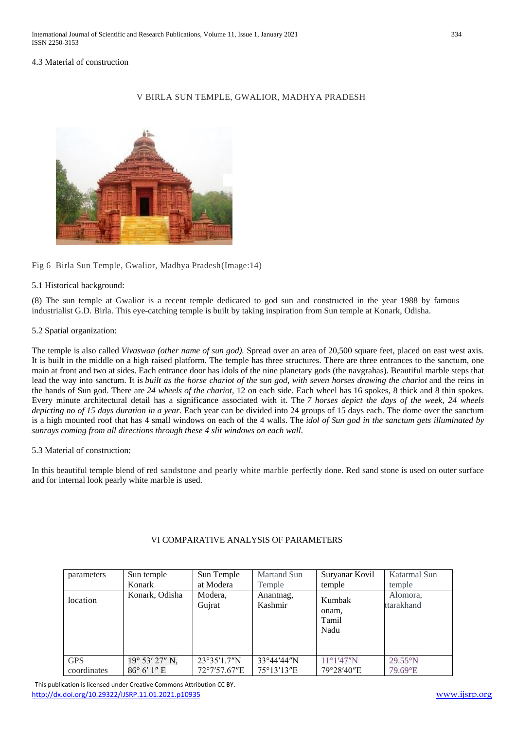4.3 Material of construction

## V BIRLA SUN TEMPLE, GWALIOR, MADHYA PRADESH

Fig 6 Birla Sun Temple, Gwalior, Madhya Pradesh(Image:14)

### 5.1 Historical background:

(8) The sun temple at Gwalior is a recent temple dedicated to god sun and constructed in the year 1988 by famous industrialist G.D. Birla. This eye-catching temple is built by taking inspiration from Sun temple at Konark, Odisha.

### 5.2 Spatial organization:

The temple is also called *Vivaswan (other name of sun god).* Spread over an area of 20,500 square feet, placed on east west axis. It is built in the middle on a high raised platform. The temple has three structures. There are three entrances to the sanctum, one main at front and two at sides. Each entrance door has idols of the nine planetary gods (the navgrahas). Beautiful marble steps that lead the way into sanctum. It is *built as the horse chariot of the sun god, with seven horses drawing the chariot* and the reins in the hands of Sun god. There are *24 wheels of the chariot*, 12 on each side. Each wheel has 16 spokes, 8 thick and 8 thin spokes. Every minute architectural detail has a significance associated with it. The *7 horses depict the days of the week, 24 wheels depicting no of 15 days duration in a year*. Each year can be divided into 24 groups of 15 days each. The dome over the sanctum is a high mounted roof that has 4 small windows on each of the 4 walls. The *idol of Sun god in the sanctum gets illuminated by sunrays coming from all directions through these 4 slit windows on each wall.*

### 5.3 Material of construction:

In this beautiful temple blend of red sandstone and pearly white marble perfectly done. Red sand stone is used on outer surface and for internal look pearly white marble is used.

## VI COMPARATIVE ANALYSIS OF PARAMETERS

| parameters | Sun temple Konark | Sun Temple at Modera | Martand Sun Temple | Suryanar Kovil temple | Katarmal Sun temple |
|---|---|---|---|---|---|
| location | Konark, Odisha | Modera, Gujrat | Anantnag, Kashmir | Kumbak onam, Tamil Nadu | Alomora, ttarakhand |
| GPS coordinates | 19° 53′ 27″ N, 86° 6′ 1″ E | 23°35′1.7″N 72°7′57.67″E | 33°44′44″N 75°13′13″E | 11°1′47″N 79°28′40″E | 29.55°N 79.69°E |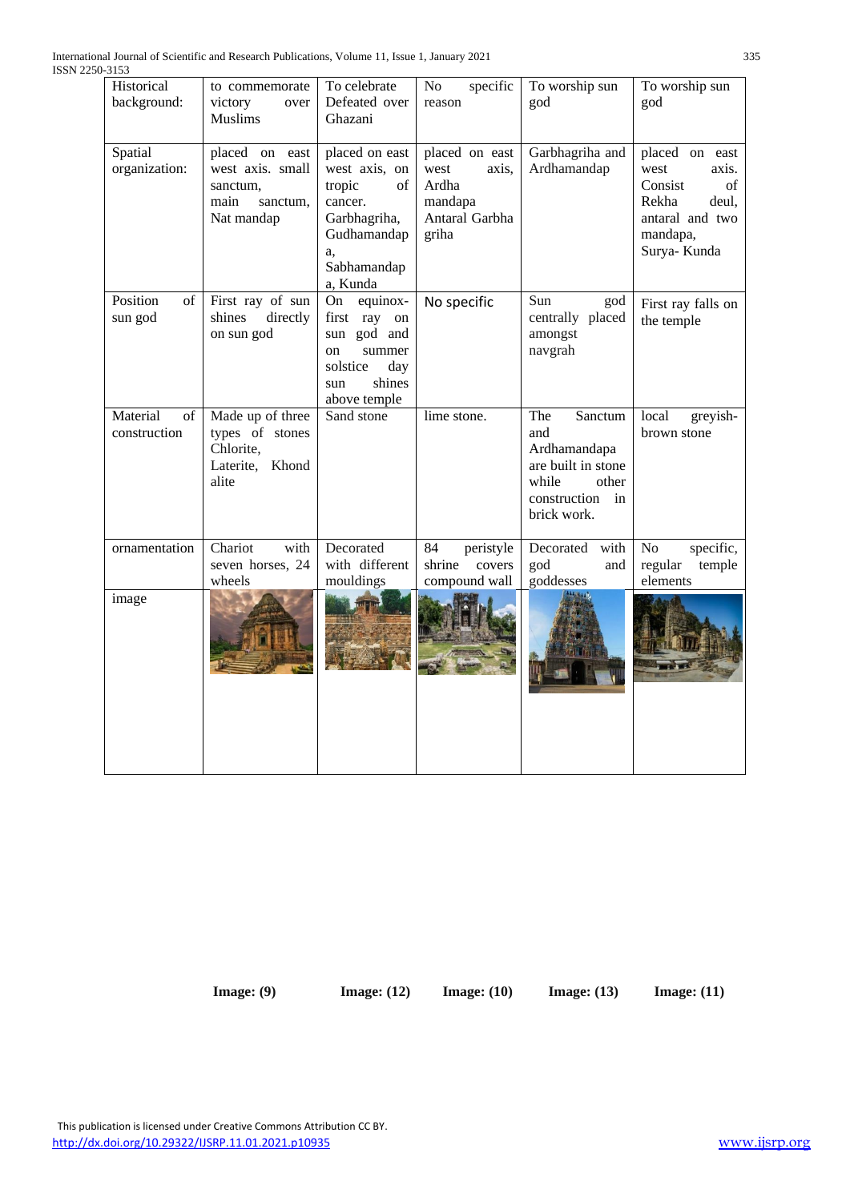| Historical background: | to commemorate victory over Muslims | To celebrate Defeated over Ghazani | No specific reason | To worship sun god | To worship sun god |
|---|---|---|---|---|---|
| Spatial organization: | placed on east west axis. small sanctum, main sanctum, Nat mandap | placed on east west axis, on tropic of cancer. Garbhagriha, Gudhamandapa, Sabhamandapa, Kunda | placed on east west axis, Ardha mandapa Antaral Garbha griha | Garbhagriha and Ardhamandap | placed on east west axis. Consist of Rekha deul, antaral and two mandapa, Surya- Kunda |
| Position of sun god | First ray of sun shines directly on sun god | On equinox- first ray on sun god and on summer solstice day sun shines above temple | No specific | Sun god centrally placed amongst navgrah | First ray falls on the temple |
| Material of construction | Made up of three types of stones Chlorite, Laterite, Khondalite | Sand stone | lime stone. | The Sanctum and Ardhamandapa are built in stone while other construction in brick work. | local greyish-brown stone |
| ornamentation | Chariot with seven horses, 24 wheels | Decorated with different mouldings | 84 peristyle shrine covers compound wall | Decorated with god and goddesses | No specific, regular temple elements |
| image | Image: (9) | Image: (12) | Image: (10) | Image: (13) | Image: (11) |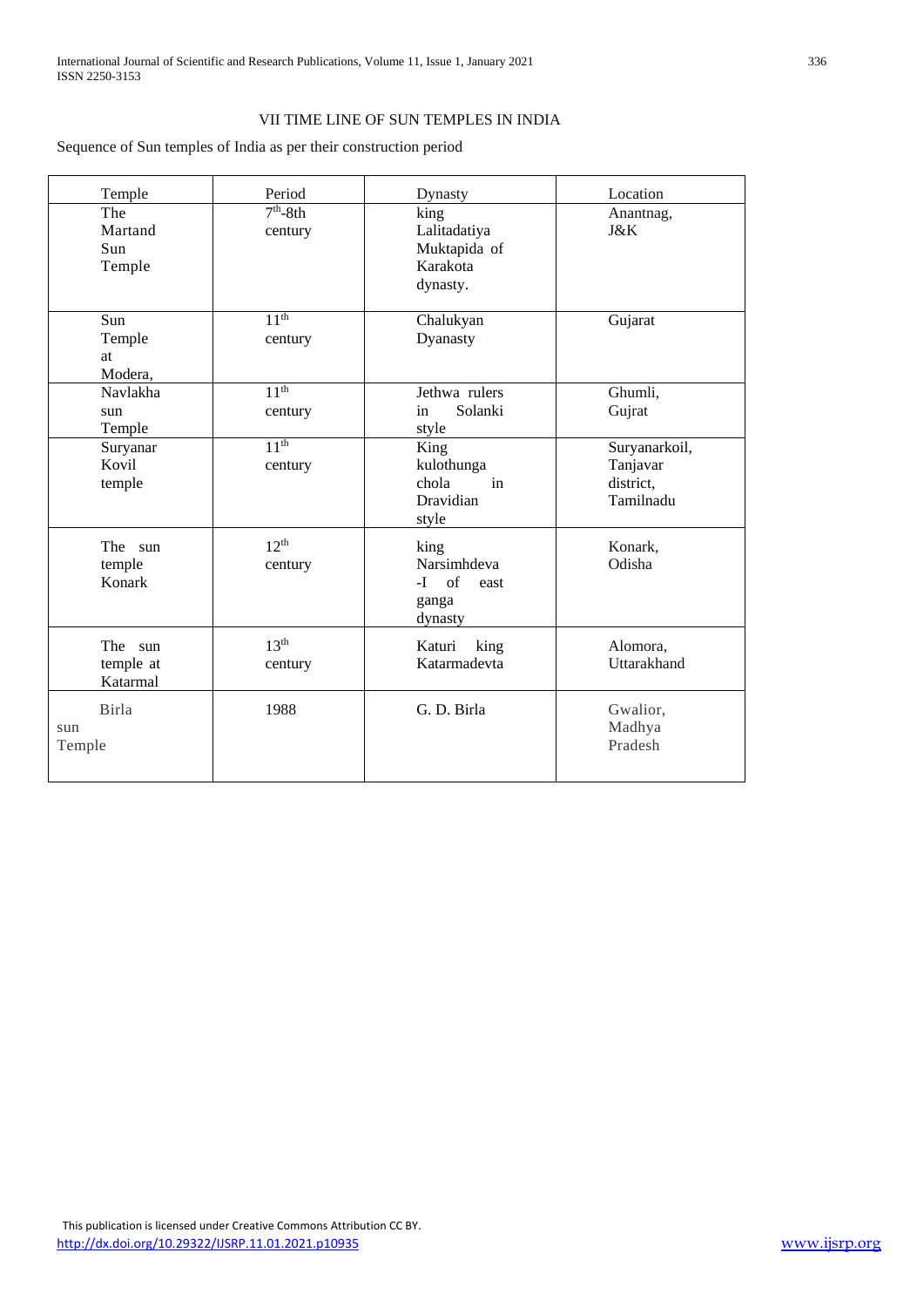## VII TIME LINE OF SUN TEMPLES IN INDIA

Sequence of Sun temples of India as per their construction period

| Temple | Period | Dynasty | Location |
|---|---|---|---|
| The Martand Sun Temple | $7^{th}$-8th century | king Lalitadatiya Muktapida of Karakota dynasty. | Anantnag, J&K |
| Sun Temple at Modera, | $11^{th}$ century | Chalukyan Dyanasty | Gujarat |
| Navlakha sun Temple | $11^{th}$ century | Jethwa rulers in Solanki style | Ghumli, Gujrat |
| Suryanar Kovil temple | $11^{th}$ century | King kulothunga chola in Dravidian style | Suryanarkoil, Tanjavar district, Tamilnadu |
| The sun temple Konark | $12^{th}$ century | king Narsimhdeva -I of east ganga dynasty | Konark, Odisha |
| The sun temple at Katarmal | $13^{th}$ century | Katuri king Katarmadevta | Alomora, Uttarakhand |
| Birla sun Temple | 1988 | G. D. Birla | Gwalior, Madhya Pradesh |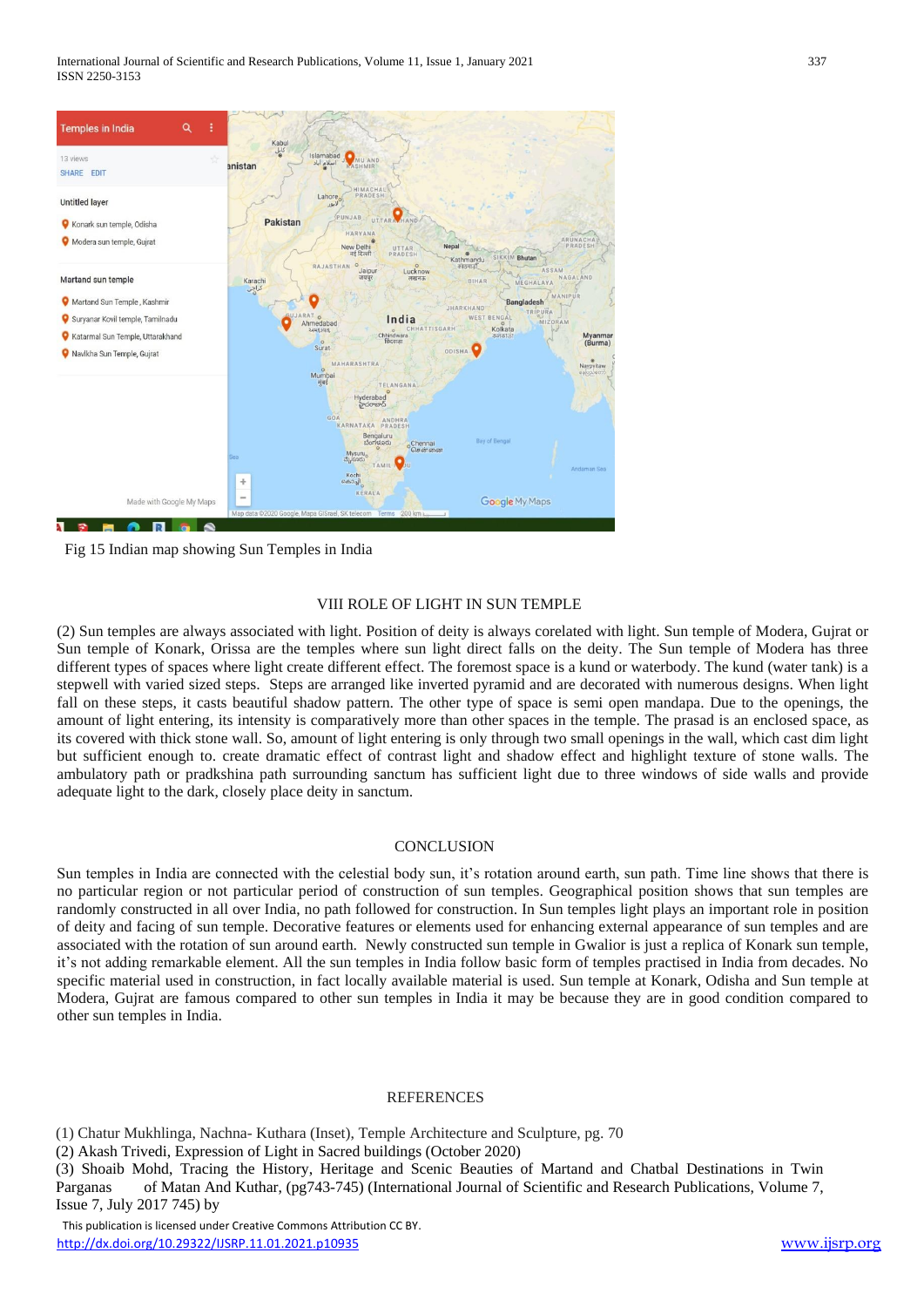Fig 15 Indian map showing Sun Temples in India

## VIII ROLE OF LIGHT IN SUN TEMPLE

(2) Sun temples are always associated with light. Position of deity is always corelated with light. Sun temple of Modera, Gujrat or Sun temple of Konark, Orissa are the temples where sun light direct falls on the deity. The Sun temple of Modera has three different types of spaces where light create different effect. The foremost space is a kund or waterbody. The kund (water tank) is a stepwell with varied sized steps. Steps are arranged like inverted pyramid and are decorated with numerous designs. When light fall on these steps, it casts beautiful shadow pattern. The other type of space is semi open mandapa. Due to the openings, the amount of light entering, its intensity is comparatively more than other spaces in the temple. The prasad is an enclosed space, as its covered with thick stone wall. So, amount of light entering is only through two small openings in the wall, which cast dim light but sufficient enough to. create dramatic effect of contrast light and shadow effect and highlight texture of stone walls. The ambulatory path or pradkshina path surrounding sanctum has sufficient light due to three windows of side walls and provide adequate light to the dark, closely place deity in sanctum.

## CONCLUSION

Sun temples in India are connected with the celestial body sun, it's rotation around earth, sun path. Time line shows that there is no particular region or not particular period of construction of sun temples. Geographical position shows that sun temples are randomly constructed in all over India, no path followed for construction. In Sun temples light plays an important role in position of deity and facing of sun temple. Decorative features or elements used for enhancing external appearance of sun temples and are associated with the rotation of sun around earth. Newly constructed sun temple in Gwalior is just a replica of Konark sun temple, it's not adding remarkable element. All the sun temples in India follow basic form of temples practised in India from decades. No specific material used in construction, in fact locally available material is used. Sun temple at Konark, Odisha and Sun temple at Modera, Gujrat are famous compared to other sun temples in India it may be because they are in good condition compared to other sun temples in India.

## REFERENCES

(1) Chatur Mukhlinga, Nachna- Kuthara (Inset), Temple Architecture and Sculpture, pg. 70
(2) Akash Trivedi, Expression of Light in Sacred buildings (October 2020)
(3) Shoaib Mohd, Tracing the History, Heritage and Scenic Beauties of Martand and Chatbal Destinations in Twin Parganas of Matan And Kuthar, (pg743-745) (International Journal of Scientific and Research Publications, Volume 7, Issue 7, July 2017 745) by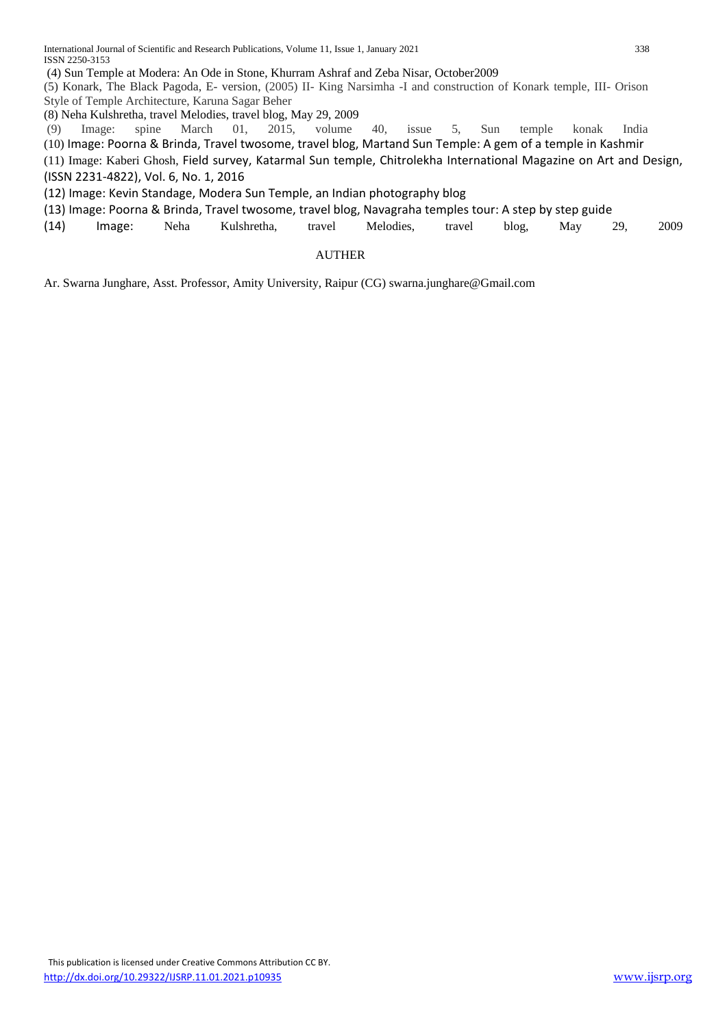(4) Sun Temple at Modera: An Ode in Stone, Khurram Ashraf and Zeba Nisar, October2009

(5) Konark, The Black Pagoda, E- version, (2005) II- King Narsimha -I and construction of Konark temple, III- Orison Style of Temple Architecture, Karuna Sagar Beher

(8) Neha Kulshretha, travel Melodies, travel blog, May 29, 2009

(9) Image: spine March 01, 2015, volume 40, issue 5, Sun temple konak India

(10) Image: Poorna & Brinda, Travel twosome, travel blog, Martand Sun Temple: A gem of a temple in Kashmir

(11) Image: Kaberi Ghosh, Field survey, Katarmal Sun temple, Chitrolekha International Magazine on Art and Design, (ISSN 2231-4822), Vol. 6, No. 1, 2016

(12) Image: Kevin Standage, Modera Sun Temple, an Indian photography blog

(13) Image: Poorna & Brinda, Travel twosome, travel blog, Navagraha temples tour: A step by step guide

(14) Image: Neha Kulshretha, travel Melodies, travel blog, May 29, 2009

## AUTHER

Ar. Swarna Junghare, Asst. Professor, Amity University, Raipur (CG) swarna.junghare@Gmail.com

This publication is licensed under Creative Commons Attribution CC BY.
http://dx.doi.org/10.29322/IJSRP.11.01.2021.p10935